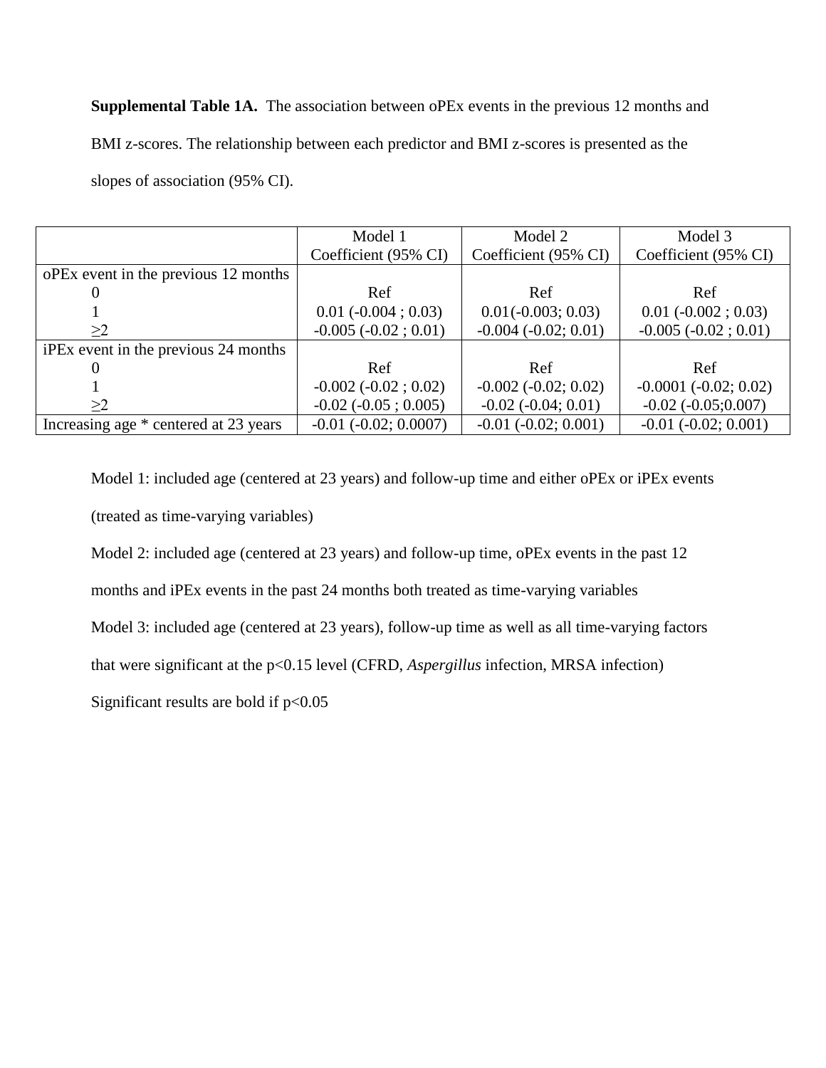**Supplemental Table 1A.** The association between oPEx events in the previous 12 months and BMI z-scores. The relationship between each predictor and BMI z-scores is presented as the slopes of association (95% CI).

| | Model 1<br>Coefficient (95% CI) | Model 2<br>Coefficient (95% CI) | Model 3<br>Coefficient (95% CI) |
|---|---|---|---|
| oPEx event in the previous 12 months | | | |
| 0 | Ref | Ref | Ref |
| 1 | 0.01 (-0.004 ; 0.03) | 0.01(-0.003; 0.03) | 0.01 (-0.002 ; 0.03) |
| ≥2 | -0.005 (-0.02 ; 0.01) | -0.004 (-0.02; 0.01) | -0.005 (-0.02 ; 0.01) |
| iPEx event in the previous 24 months | | | |
| 0 | Ref | Ref | Ref |
| 1 | -0.002 (-0.02 ; 0.02) | -0.002 (-0.02; 0.02) | -0.0001 (-0.02; 0.02) |
| ≥2 | -0.02 (-0.05 ; 0.005) | -0.02 (-0.04; 0.01) | -0.02 (-0.05;0.007) |
| Increasing age * centered at 23 years | -0.01 (-0.02; 0.0007) | -0.01 (-0.02; 0.001) | -0.01 (-0.02; 0.001) |

Model 1: included age (centered at 23 years) and follow-up time and either oPEx or iPEx events (treated as time-varying variables)

Model 2: included age (centered at 23 years) and follow-up time, oPEx events in the past 12 months and iPEx events in the past 24 months both treated as time-varying variables

Model 3: included age (centered at 23 years), follow-up time as well as all time-varying factors that were significant at the $p<0.15$ level (CFRD, *Aspergillus* infection, MRSA infection)

Significant results are bold if $p<0.05$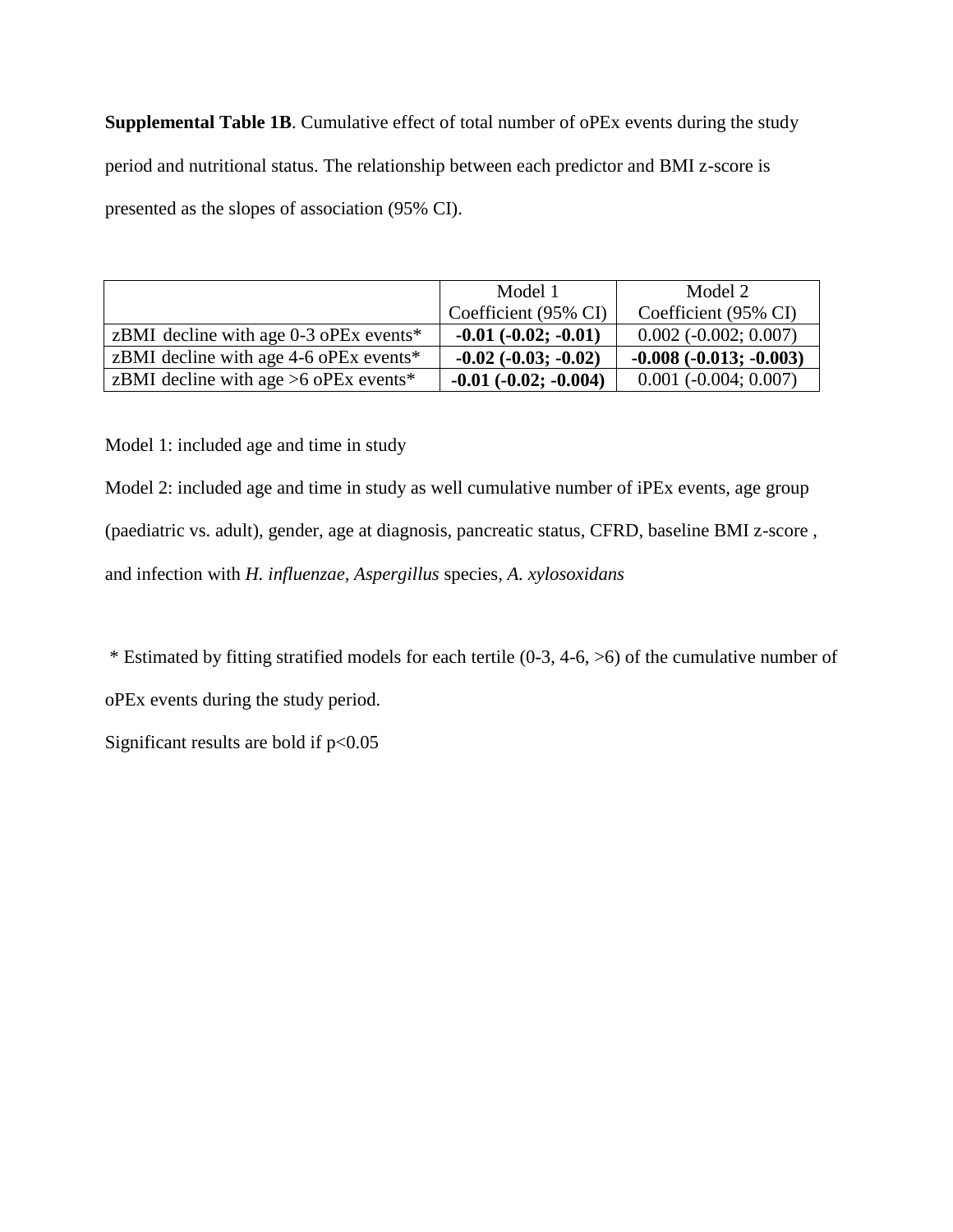**Supplemental Table 1B**. Cumulative effect of total number of oPEx events during the study period and nutritional status. The relationship between each predictor and BMI z-score is presented as the slopes of association (95% CI).

| | Model 1 Coefficient (95% CI) | Model 2 Coefficient (95% CI) |
|---|---|---|
| zBMI decline with age 0-3 oPEx events* | **-0.01 (-0.02; -0.01)** | 0.002 (-0.002; 0.007) |
| zBMI decline with age 4-6 oPEx events* | **-0.02 (-0.03; -0.02)** | **-0.008 (-0.013; -0.003)** |
| zBMI decline with age >6 oPEx events* | **-0.01 (-0.02; -0.004)** | 0.001 (-0.004; 0.007) |

Model 1: included age and time in study

Model 2: included age and time in study as well cumulative number of iPEx events, age group (paediatric vs. adult), gender, age at diagnosis, pancreatic status, CFRD, baseline BMI z-score , and infection with *H. influenzae*, *Aspergillus* species*, A. xylosoxidans*

\* Estimated by fitting stratified models for each tertile (0-3, 4-6, >6) of the cumulative number of oPEx events during the study period.

Significant results are bold if $p<0.05$